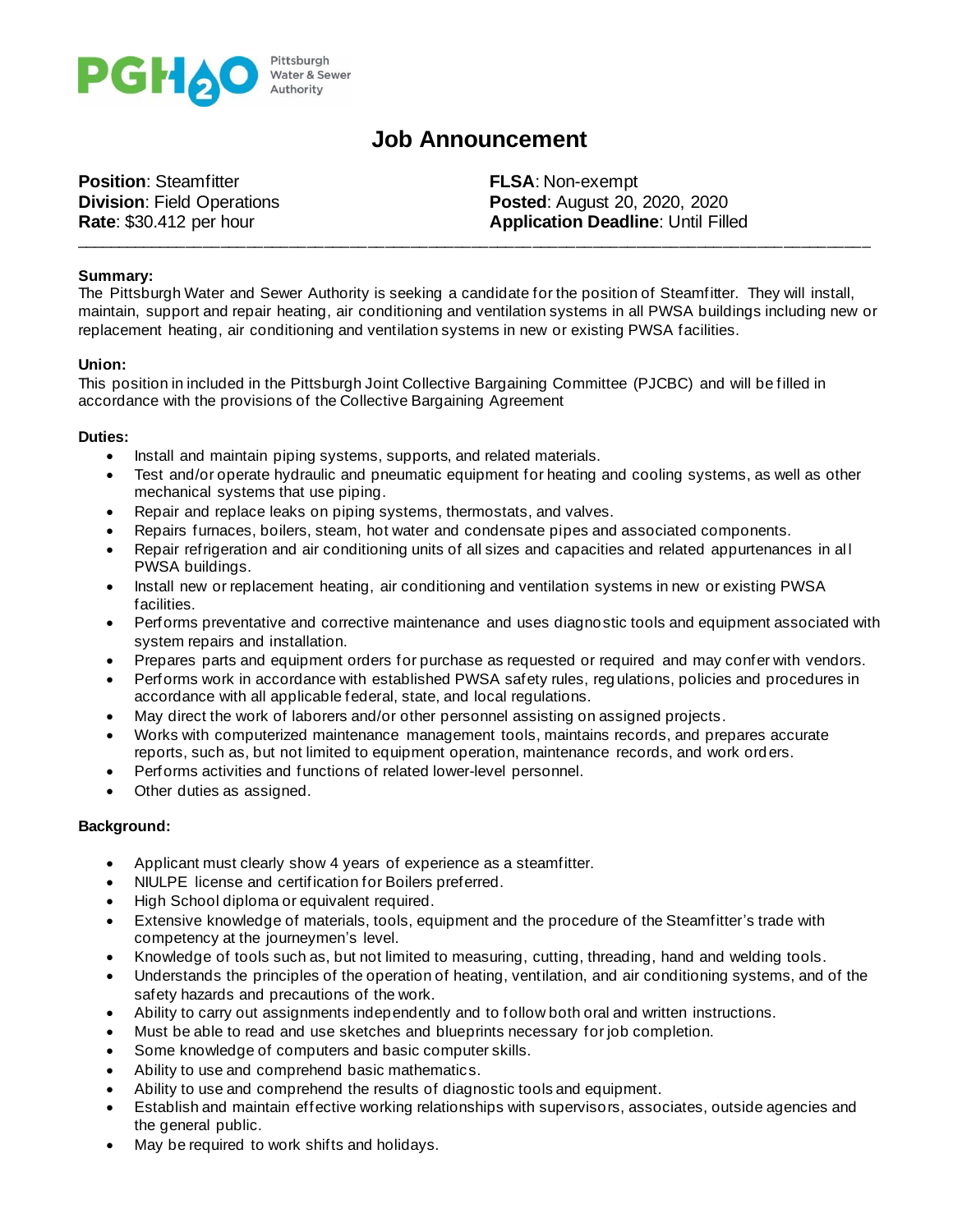PGH2O Pittsburgh Water & Sewer Authority

# Job Announcement

**Position**: Steamfitter
**Division**: Field Operations
**Rate**: $30.412 per hour

**FLSA**: Non-exempt
**Posted**: August 20, 2020, 2020
**Application Deadline**: Until Filled

---

**Summary:**
The Pittsburgh Water and Sewer Authority is seeking a candidate for the position of Steamfitter. They will install, maintain, support and repair heating, air conditioning and ventilation systems in all PWSA buildings including new or replacement heating, air conditioning and ventilation systems in new or existing PWSA facilities.

**Union:**
This position in included in the Pittsburgh Joint Collective Bargaining Committee (PJCBC) and will be filled in accordance with the provisions of the Collective Bargaining Agreement

**Duties:**

- Install and maintain piping systems, supports, and related materials.
- Test and/or operate hydraulic and pneumatic equipment for heating and cooling systems, as well as other mechanical systems that use piping.
- Repair and replace leaks on piping systems, thermostats, and valves.
- Repairs furnaces, boilers, steam, hot water and condensate pipes and associated components.
- Repair refrigeration and air conditioning units of all sizes and capacities and related appurtenances in all PWSA buildings.
- Install new or replacement heating, air conditioning and ventilation systems in new or existing PWSA facilities.
- Performs preventative and corrective maintenance and uses diagnostic tools and equipment associated with system repairs and installation.
- Prepares parts and equipment orders for purchase as requested or required and may confer with vendors.
- Performs work in accordance with established PWSA safety rules, regulations, policies and procedures in accordance with all applicable federal, state, and local regulations.
- May direct the work of laborers and/or other personnel assisting on assigned projects.
- Works with computerized maintenance management tools, maintains records, and prepares accurate reports, such as, but not limited to equipment operation, maintenance records, and work orders.
- Performs activities and functions of related lower-level personnel.
- Other duties as assigned.

**Background:**

- Applicant must clearly show 4 years of experience as a steamfitter.
- NIULPE license and certification for Boilers preferred.
- High School diploma or equivalent required.
- Extensive knowledge of materials, tools, equipment and the procedure of the Steamfitter's trade with competency at the journeymen's level.
- Knowledge of tools such as, but not limited to measuring, cutting, threading, hand and welding tools.
- Understands the principles of the operation of heating, ventilation, and air conditioning systems, and of the safety hazards and precautions of the work.
- Ability to carry out assignments independently and to follow both oral and written instructions.
- Must be able to read and use sketches and blueprints necessary for job completion.
- Some knowledge of computers and basic computer skills.
- Ability to use and comprehend basic mathematics.
- Ability to use and comprehend the results of diagnostic tools and equipment.
- Establish and maintain effective working relationships with supervisors, associates, outside agencies and the general public.
- May be required to work shifts and holidays.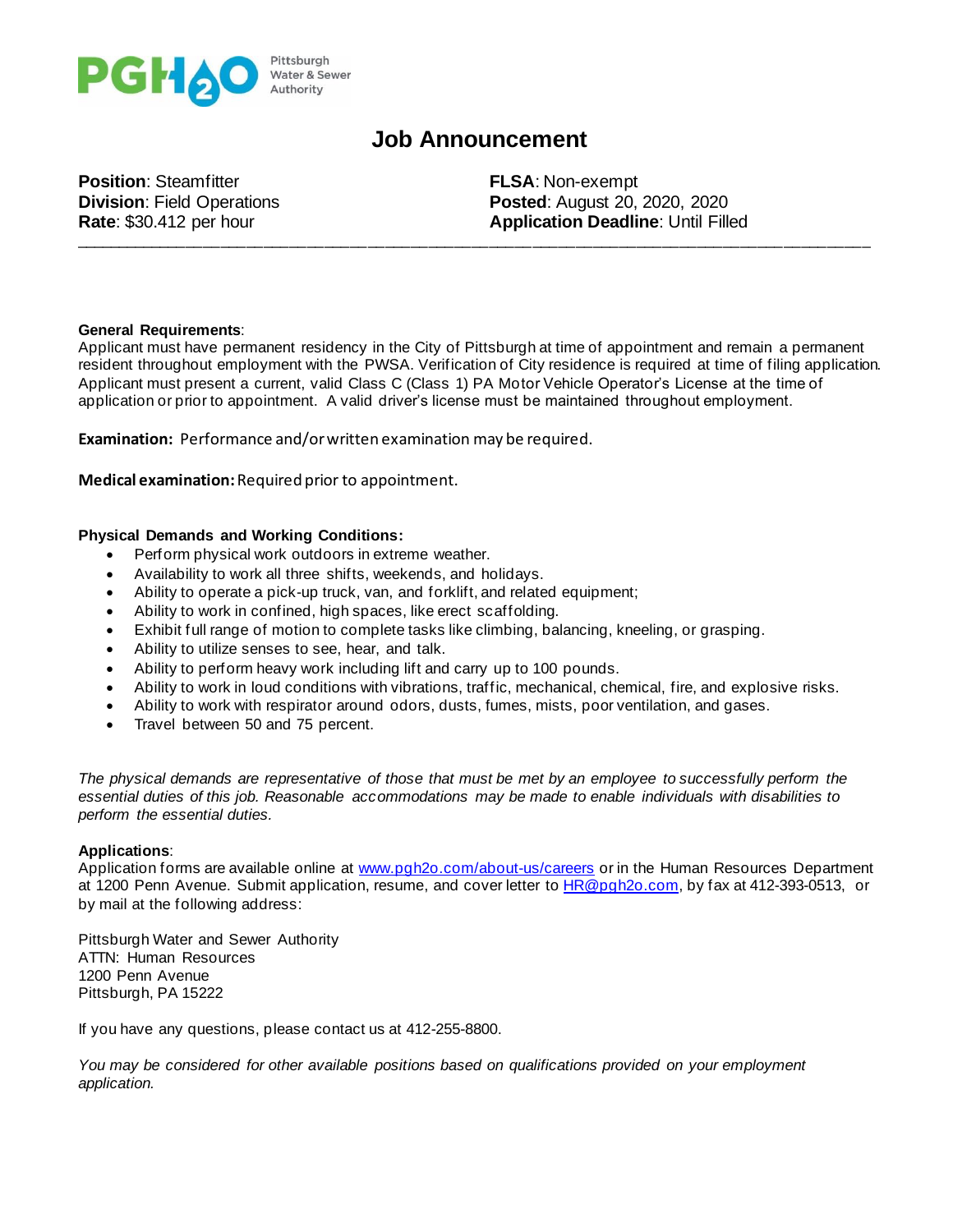PGH2O Pittsburgh Water & Sewer Authority

# Job Announcement

**Position**: Steamfitter
**Division**: Field Operations
**Rate**: $30.412 per hour

**FLSA**: Non-exempt
**Posted**: August 20, 2020, 2020
**Application Deadline**: Until Filled

---

**General Requirements**:
Applicant must have permanent residency in the City of Pittsburgh at time of appointment and remain a permanent resident throughout employment with the PWSA. Verification of City residence is required at time of filing application. Applicant must present a current, valid Class C (Class 1) PA Motor Vehicle Operator's License at the time of application or prior to appointment. A valid driver's license must be maintained throughout employment.

**Examination:** Performance and/or written examination may be required.

**Medical examination:** Required prior to appointment.

**Physical Demands and Working Conditions:**

- Perform physical work outdoors in extreme weather.
- Availability to work all three shifts, weekends, and holidays.
- Ability to operate a pick-up truck, van, and forklift, and related equipment;
- Ability to work in confined, high spaces, like erect scaffolding.
- Exhibit full range of motion to complete tasks like climbing, balancing, kneeling, or grasping.
- Ability to utilize senses to see, hear, and talk.
- Ability to perform heavy work including lift and carry up to 100 pounds.
- Ability to work in loud conditions with vibrations, traffic, mechanical, chemical, fire, and explosive risks.
- Ability to work with respirator around odors, dusts, fumes, mists, poor ventilation, and gases.
- Travel between 50 and 75 percent.

*The physical demands are representative of those that must be met by an employee to successfully perform the essential duties of this job. Reasonable accommodations may be made to enable individuals with disabilities to perform the essential duties.*

**Applications**:
Application forms are available online at www.pgh2o.com/about-us/careers or in the Human Resources Department at 1200 Penn Avenue. Submit application, resume, and cover letter to HR@pgh2o.com, by fax at 412-393-0513, or by mail at the following address:

Pittsburgh Water and Sewer Authority
ATTN: Human Resources
1200 Penn Avenue
Pittsburgh, PA 15222

If you have any questions, please contact us at 412-255-8800.

*You may be considered for other available positions based on qualifications provided on your employment application.*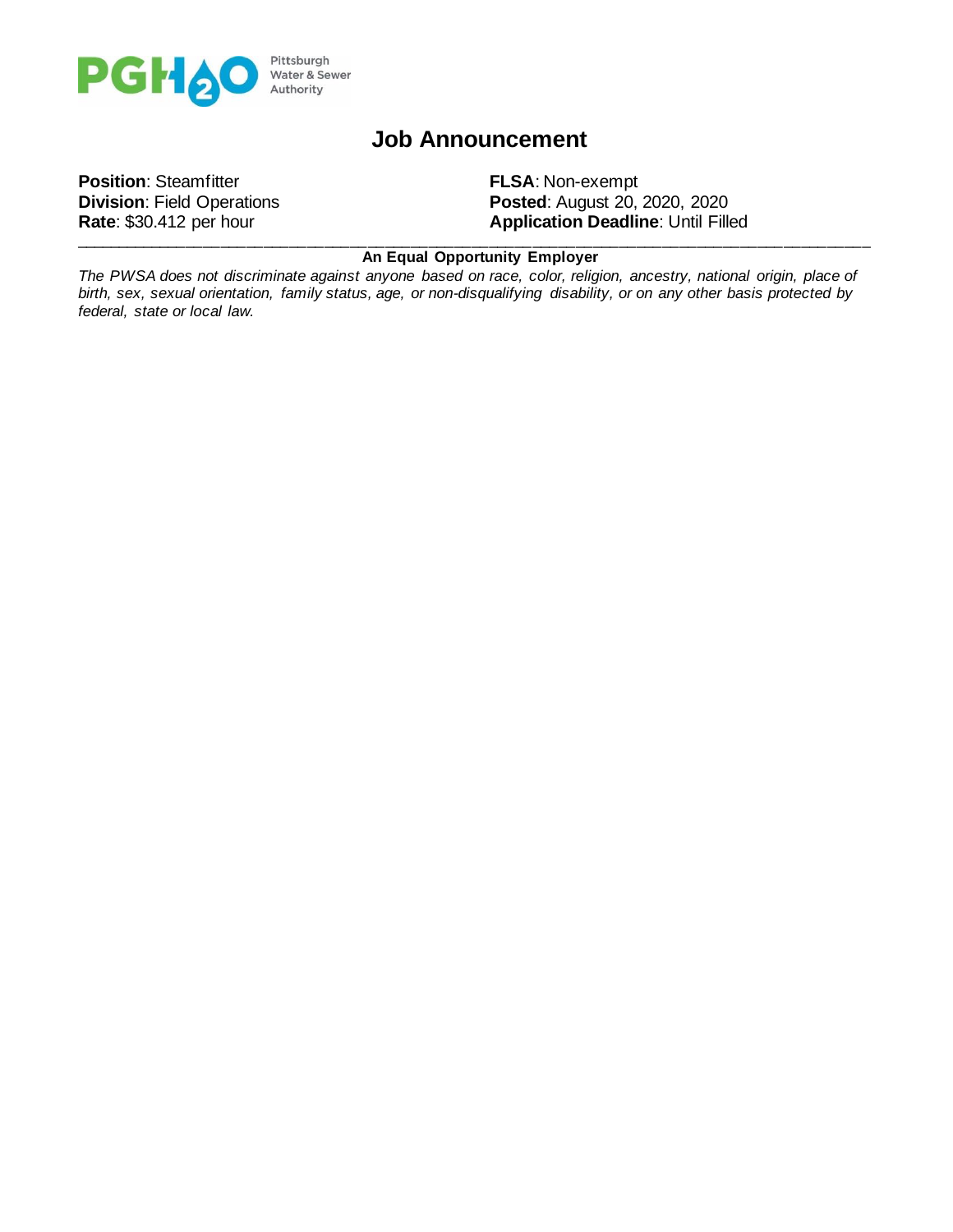# Job Announcement

**Position**: Steamfitter
**Division**: Field Operations
**Rate**: $30.412 per hour

**FLSA**: Non-exempt
**Posted**: August 20, 2020, 2020
**Application Deadline**: Until Filled

---

**An Equal Opportunity Employer**

*The PWSA does not discriminate against anyone based on race, color, religion, ancestry, national origin, place of birth, sex, sexual orientation, family status, age, or non-disqualifying disability, or on any other basis protected by federal, state or local law.*